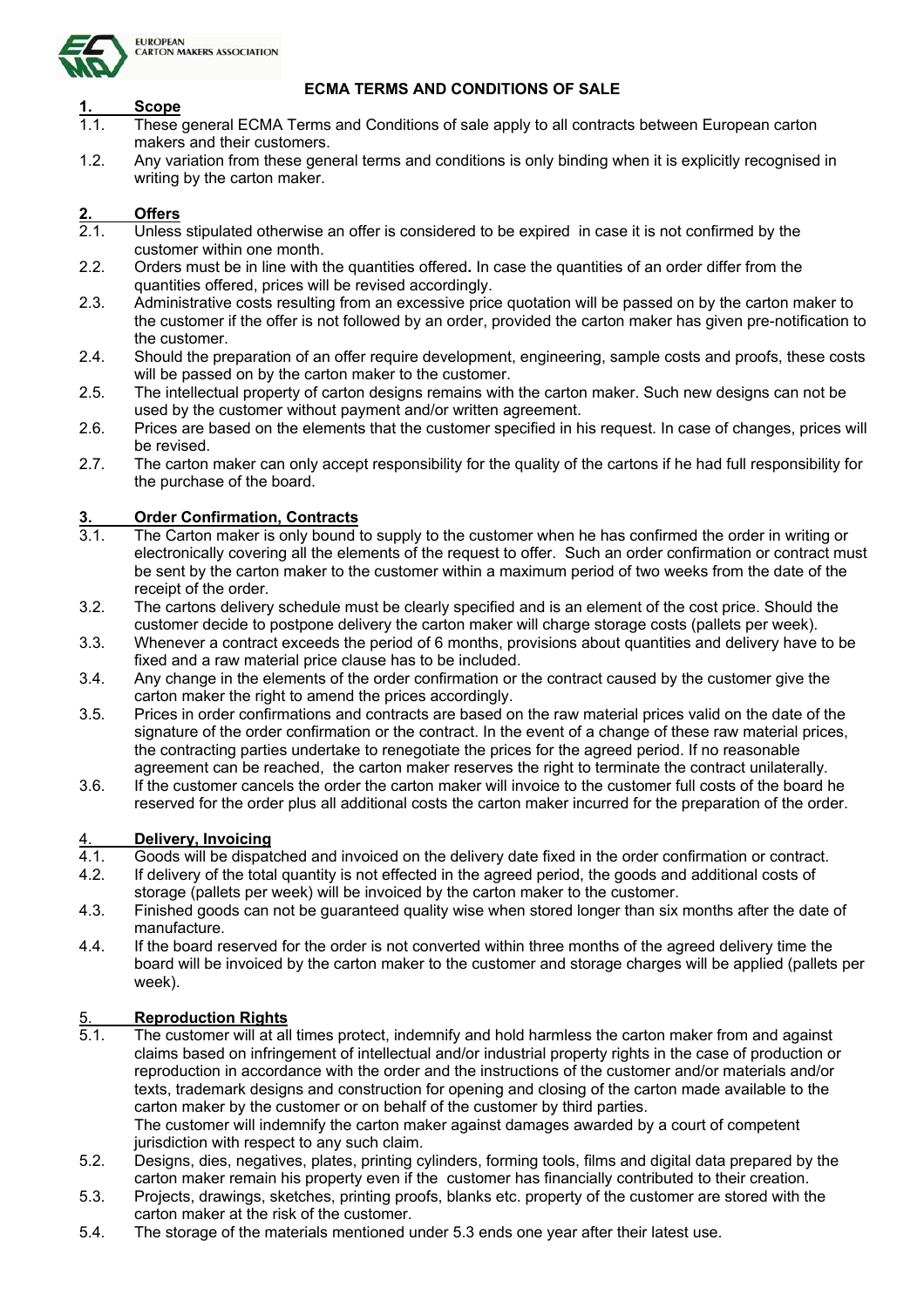EUROPEAN CARTON MAKERS ASSOCIATION

# ECMA TERMS AND CONDITIONS OF SALE

## 1. Scope

1.1. These general ECMA Terms and Conditions of sale apply to all contracts between European carton makers and their customers.

1.2. Any variation from these general terms and conditions is only binding when it is explicitly recognised in writing by the carton maker.

## 2. Offers

2.1. Unless stipulated otherwise an offer is considered to be expired in case it is not confirmed by the customer within one month.

2.2. Orders must be in line with the quantities offered**.** In case the quantities of an order differ from the quantities offered, prices will be revised accordingly.

2.3. Administrative costs resulting from an excessive price quotation will be passed on by the carton maker to the customer if the offer is not followed by an order, provided the carton maker has given pre-notification to the customer.

2.4. Should the preparation of an offer require development, engineering, sample costs and proofs, these costs will be passed on by the carton maker to the customer.

2.5. The intellectual property of carton designs remains with the carton maker. Such new designs can not be used by the customer without payment and/or written agreement.

2.6. Prices are based on the elements that the customer specified in his request. In case of changes, prices will be revised.

2.7. The carton maker can only accept responsibility for the quality of the cartons if he had full responsibility for the purchase of the board.

## 3. Order Confirmation, Contracts

3.1. The Carton maker is only bound to supply to the customer when he has confirmed the order in writing or electronically covering all the elements of the request to offer. Such an order confirmation or contract must be sent by the carton maker to the customer within a maximum period of two weeks from the date of the receipt of the order.

3.2. The cartons delivery schedule must be clearly specified and is an element of the cost price. Should the customer decide to postpone delivery the carton maker will charge storage costs (pallets per week).

3.3. Whenever a contract exceeds the period of 6 months, provisions about quantities and delivery have to be fixed and a raw material price clause has to be included.

3.4. Any change in the elements of the order confirmation or the contract caused by the customer give the carton maker the right to amend the prices accordingly.

3.5. Prices in order confirmations and contracts are based on the raw material prices valid on the date of the signature of the order confirmation or the contract. In the event of a change of these raw material prices, the contracting parties undertake to renegotiate the prices for the agreed period. If no reasonable agreement can be reached, the carton maker reserves the right to terminate the contract unilaterally.

3.6. If the customer cancels the order the carton maker will invoice to the customer full costs of the board he reserved for the order plus all additional costs the carton maker incurred for the preparation of the order.

## 4. Delivery, Invoicing

4.1. Goods will be dispatched and invoiced on the delivery date fixed in the order confirmation or contract.

4.2. If delivery of the total quantity is not effected in the agreed period, the goods and additional costs of storage (pallets per week) will be invoiced by the carton maker to the customer.

4.3. Finished goods can not be guaranteed quality wise when stored longer than six months after the date of manufacture.

4.4. If the board reserved for the order is not converted within three months of the agreed delivery time the board will be invoiced by the carton maker to the customer and storage charges will be applied (pallets per week).

## 5. Reproduction Rights

5.1. The customer will at all times protect, indemnify and hold harmless the carton maker from and against claims based on infringement of intellectual and/or industrial property rights in the case of production or reproduction in accordance with the order and the instructions of the customer and/or materials and/or texts, trademark designs and construction for opening and closing of the carton made available to the carton maker by the customer or on behalf of the customer by third parties.
The customer will indemnify the carton maker against damages awarded by a court of competent jurisdiction with respect to any such claim.

5.2. Designs, dies, negatives, plates, printing cylinders, forming tools, films and digital data prepared by the carton maker remain his property even if the customer has financially contributed to their creation.

5.3. Projects, drawings, sketches, printing proofs, blanks etc. property of the customer are stored with the carton maker at the risk of the customer.

5.4. The storage of the materials mentioned under 5.3 ends one year after their latest use.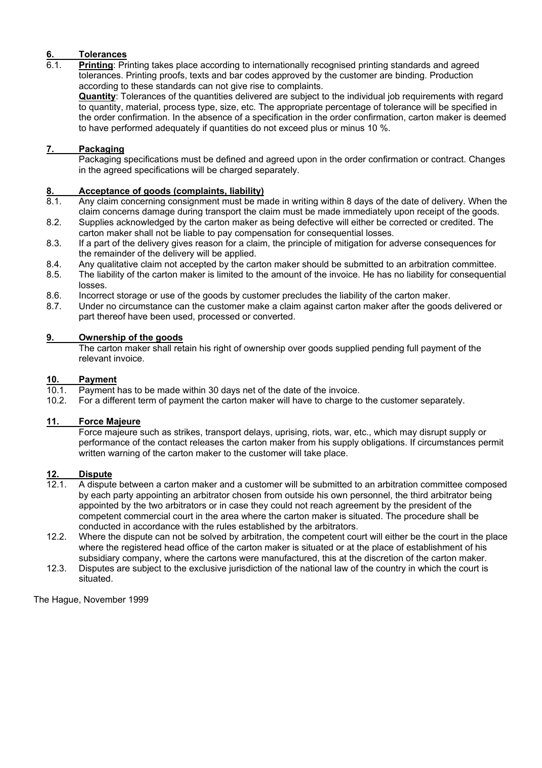## 6. Tolerances

6.1. **Printing**: Printing takes place according to internationally recognised printing standards and agreed tolerances. Printing proofs, texts and bar codes approved by the customer are binding. Production according to these standards can not give rise to complaints.

**Quantity**: Tolerances of the quantities delivered are subject to the individual job requirements with regard to quantity, material, process type, size, etc. The appropriate percentage of tolerance will be specified in the order confirmation. In the absence of a specification in the order confirmation, carton maker is deemed to have performed adequately if quantities do not exceed plus or minus 10 %.

## 7. Packaging

Packaging specifications must be defined and agreed upon in the order confirmation or contract. Changes in the agreed specifications will be charged separately.

## 8. Acceptance of goods (complaints, liability)

8.1. Any claim concerning consignment must be made in writing within 8 days of the date of delivery. When the claim concerns damage during transport the claim must be made immediately upon receipt of the goods.

8.2. Supplies acknowledged by the carton maker as being defective will either be corrected or credited. The carton maker shall not be liable to pay compensation for consequential losses.

8.3. If a part of the delivery gives reason for a claim, the principle of mitigation for adverse consequences for the remainder of the delivery will be applied.

8.4. Any qualitative claim not accepted by the carton maker should be submitted to an arbitration committee.

8.5. The liability of the carton maker is limited to the amount of the invoice. He has no liability for consequential losses.

8.6. Incorrect storage or use of the goods by customer precludes the liability of the carton maker.

8.7. Under no circumstance can the customer make a claim against carton maker after the goods delivered or part thereof have been used, processed or converted.

## 9. Ownership of the goods

The carton maker shall retain his right of ownership over goods supplied pending full payment of the relevant invoice.

## 10. Payment

10.1. Payment has to be made within 30 days net of the date of the invoice.

10.2. For a different term of payment the carton maker will have to charge to the customer separately.

## 11. Force Majeure

Force majeure such as strikes, transport delays, uprising, riots, war, etc., which may disrupt supply or performance of the contact releases the carton maker from his supply obligations. If circumstances permit written warning of the carton maker to the customer will take place.

## 12. Dispute

12.1. A dispute between a carton maker and a customer will be submitted to an arbitration committee composed by each party appointing an arbitrator chosen from outside his own personnel, the third arbitrator being appointed by the two arbitrators or in case they could not reach agreement by the president of the competent commercial court in the area where the carton maker is situated. The procedure shall be conducted in accordance with the rules established by the arbitrators.

12.2. Where the dispute can not be solved by arbitration, the competent court will either be the court in the place where the registered head office of the carton maker is situated or at the place of establishment of his subsidiary company, where the cartons were manufactured, this at the discretion of the carton maker.

12.3. Disputes are subject to the exclusive jurisdiction of the national law of the country in which the court is situated.

The Hague, November 1999